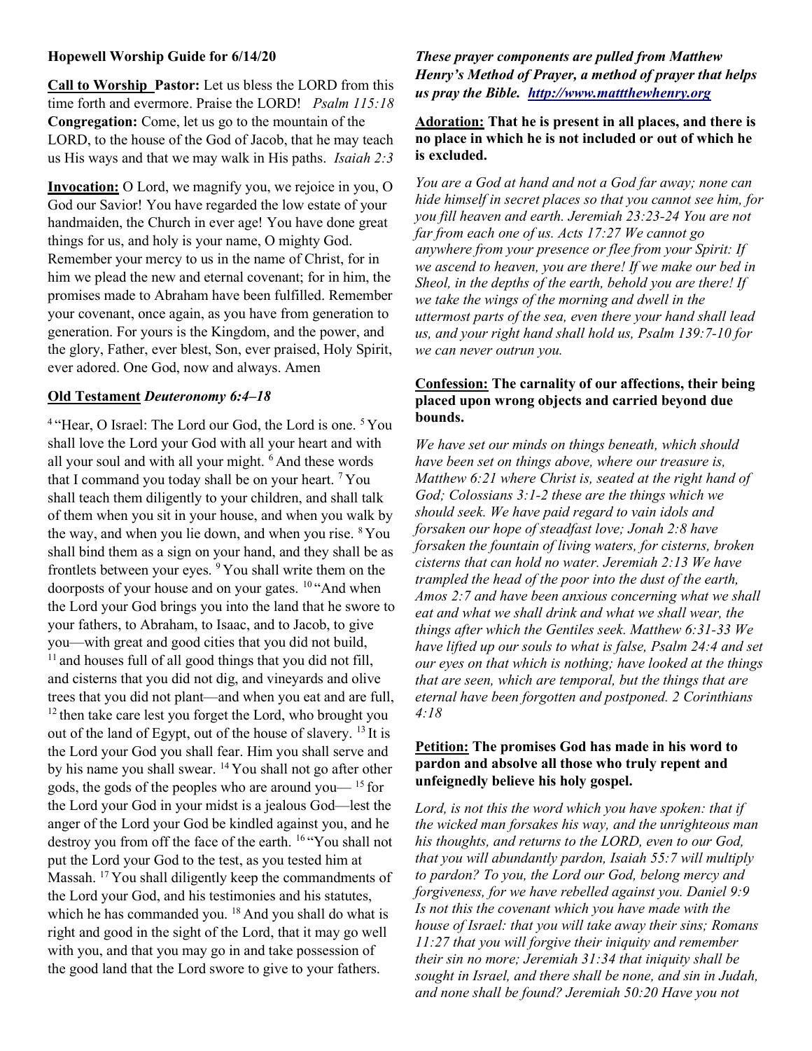**Hopewell Worship Guide for 6/14/20**

**Call to Worship Pastor:** Let us bless the LORD from this time forth and evermore. Praise the LORD! *Psalm 115:18*
**Congregation:** Come, let us go to the mountain of the LORD, to the house of the God of Jacob, that he may teach us His ways and that we may walk in His paths. *Isaiah 2:3*

**Invocation:** O Lord, we magnify you, we rejoice in you, O God our Savior! You have regarded the low estate of your handmaiden, the Church in ever age! You have done great things for us, and holy is your name, O mighty God. Remember your mercy to us in the name of Christ, for in him we plead the new and eternal covenant; for in him, the promises made to Abraham have been fulfilled. Remember your covenant, once again, as you have from generation to generation. For yours is the Kingdom, and the power, and the glory, Father, ever blest, Son, ever praised, Holy Spirit, ever adored. One God, now and always. Amen

**Old Testament** ***Deuteronomy 6:4–18***

[4] "Hear, O Israel: The Lord our God, the Lord is one. [5] You shall love the Lord your God with all your heart and with all your soul and with all your might. [6] And these words that I command you today shall be on your heart. [7] You shall teach them diligently to your children, and shall talk of them when you sit in your house, and when you walk by the way, and when you lie down, and when you rise. [8] You shall bind them as a sign on your hand, and they shall be as frontlets between your eyes. [9] You shall write them on the doorposts of your house and on your gates. [10] "And when the Lord your God brings you into the land that he swore to your fathers, to Abraham, to Isaac, and to Jacob, to give you—with great and good cities that you did not build, [11] and houses full of all good things that you did not fill, and cisterns that you did not dig, and vineyards and olive trees that you did not plant—and when you eat and are full, [12] then take care lest you forget the Lord, who brought you out of the land of Egypt, out of the house of slavery. [13] It is the Lord your God you shall fear. Him you shall serve and by his name you shall swear. [14] You shall not go after other gods, the gods of the peoples who are around you— [15] for the Lord your God in your midst is a jealous God—lest the anger of the Lord your God be kindled against you, and he destroy you from off the face of the earth. [16] "You shall not put the Lord your God to the test, as you tested him at Massah. [17] You shall diligently keep the commandments of the Lord your God, and his testimonies and his statutes, which he has commanded you. [18] And you shall do what is right and good in the sight of the Lord, that it may go well with you, and that you may go in and take possession of the good land that the Lord swore to give to your fathers.

***These prayer components are pulled from Matthew Henry's Method of Prayer, a method of prayer that helps us pray the Bible. [http://www.mattthewhenry.org](http://www.mattthewhenry.org)***

**Adoration: That he is present in all places, and there is no place in which he is not included or out of which he is excluded.**

*You are a God at hand and not a God far away; none can hide himself in secret places so that you cannot see him, for you fill heaven and earth. Jeremiah 23:23-24 You are not far from each one of us. Acts 17:27 We cannot go anywhere from your presence or flee from your Spirit: If we ascend to heaven, you are there! If we make our bed in Sheol, in the depths of the earth, behold you are there! If we take the wings of the morning and dwell in the uttermost parts of the sea, even there your hand shall lead us, and your right hand shall hold us, Psalm 139:7-10 for we can never outrun you.*

**Confession: The carnality of our affections, their being placed upon wrong objects and carried beyond due bounds.**

*We have set our minds on things beneath, which should have been set on things above, where our treasure is, Matthew 6:21 where Christ is, seated at the right hand of God; Colossians 3:1-2 these are the things which we should seek. We have paid regard to vain idols and forsaken our hope of steadfast love; Jonah 2:8 have forsaken the fountain of living waters, for cisterns, broken cisterns that can hold no water. Jeremiah 2:13 We have trampled the head of the poor into the dust of the earth, Amos 2:7 and have been anxious concerning what we shall eat and what we shall drink and what we shall wear, the things after which the Gentiles seek. Matthew 6:31-33 We have lifted up our souls to what is false, Psalm 24:4 and set our eyes on that which is nothing; have looked at the things that are seen, which are temporal, but the things that are eternal have been forgotten and postponed. 2 Corinthians 4:18*

**Petition: The promises God has made in his word to pardon and absolve all those who truly repent and unfeignedly believe his holy gospel.**

*Lord, is not this the word which you have spoken: that if the wicked man forsakes his way, and the unrighteous man his thoughts, and returns to the LORD, even to our God, that you will abundantly pardon, Isaiah 55:7 will multiply to pardon? To you, the Lord our God, belong mercy and forgiveness, for we have rebelled against you. Daniel 9:9 Is not this the covenant which you have made with the house of Israel: that you will take away their sins; Romans 11:27 that you will forgive their iniquity and remember their sin no more; Jeremiah 31:34 that iniquity shall be sought in Israel, and there shall be none, and sin in Judah, and none shall be found? Jeremiah 50:20 Have you not*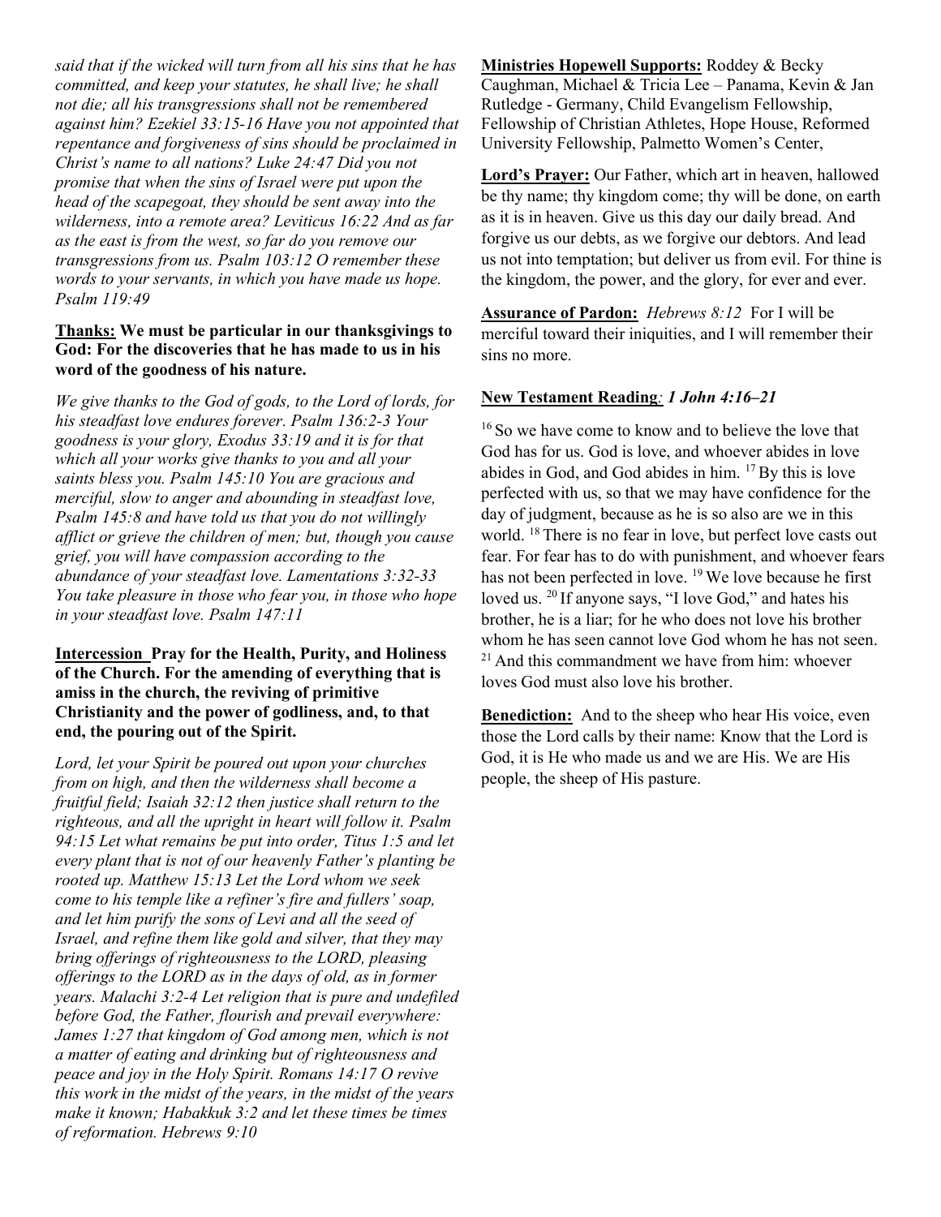*said that if the wicked will turn from all his sins that he has committed, and keep your statutes, he shall live; he shall not die; all his transgressions shall not be remembered against him? Ezekiel 33:15-16 Have you not appointed that repentance and forgiveness of sins should be proclaimed in Christ's name to all nations? Luke 24:47 Did you not promise that when the sins of Israel were put upon the head of the scapegoat, they should be sent away into the wilderness, into a remote area? Leviticus 16:22 And as far as the east is from the west, so far do you remove our transgressions from us. Psalm 103:12 O remember these words to your servants, in which you have made us hope. Psalm 119:49*

**Thanks: We must be particular in our thanksgivings to God: For the discoveries that he has made to us in his word of the goodness of his nature.**

*We give thanks to the God of gods, to the Lord of lords, for his steadfast love endures forever. Psalm 136:2-3 Your goodness is your glory, Exodus 33:19 and it is for that which all your works give thanks to you and all your saints bless you. Psalm 145:10 You are gracious and merciful, slow to anger and abounding in steadfast love, Psalm 145:8 and have told us that you do not willingly afflict or grieve the children of men; but, though you cause grief, you will have compassion according to the abundance of your steadfast love. Lamentations 3:32-33 You take pleasure in those who fear you, in those who hope in your steadfast love. Psalm 147:11*

**Intercession Pray for the Health, Purity, and Holiness of the Church. For the amending of everything that is amiss in the church, the reviving of primitive Christianity and the power of godliness, and, to that end, the pouring out of the Spirit.**

*Lord, let your Spirit be poured out upon your churches from on high, and then the wilderness shall become a fruitful field; Isaiah 32:12 then justice shall return to the righteous, and all the upright in heart will follow it. Psalm 94:15 Let what remains be put into order, Titus 1:5 and let every plant that is not of our heavenly Father's planting be rooted up. Matthew 15:13 Let the Lord whom we seek come to his temple like a refiner's fire and fullers' soap, and let him purify the sons of Levi and all the seed of Israel, and refine them like gold and silver, that they may bring offerings of righteousness to the LORD, pleasing offerings to the LORD as in the days of old, as in former years. Malachi 3:2-4 Let religion that is pure and undefiled before God, the Father, flourish and prevail everywhere: James 1:27 that kingdom of God among men, which is not a matter of eating and drinking but of righteousness and peace and joy in the Holy Spirit. Romans 14:17 O revive this work in the midst of the years, in the midst of the years make it known; Habakkuk 3:2 and let these times be times of reformation. Hebrews 9:10*

**Ministries Hopewell Supports:** Roddey & Becky Caughman, Michael & Tricia Lee – Panama, Kevin & Jan Rutledge - Germany, Child Evangelism Fellowship, Fellowship of Christian Athletes, Hope House, Reformed University Fellowship, Palmetto Women's Center,

**Lord's Prayer:** Our Father, which art in heaven, hallowed be thy name; thy kingdom come; thy will be done, on earth as it is in heaven. Give us this day our daily bread. And forgive us our debts, as we forgive our debtors. And lead us not into temptation; but deliver us from evil. For thine is the kingdom, the power, and the glory, for ever and ever.

**Assurance of Pardon:** *Hebrews 8:12* For I will be merciful toward their iniquities, and I will remember their sins no more.

**New Testament Reading***: 1 John 4:16–21*

[16] So we have come to know and to believe the love that God has for us. God is love, and whoever abides in love abides in God, and God abides in him. [17] By this is love perfected with us, so that we may have confidence for the day of judgment, because as he is so also are we in this world. [18] There is no fear in love, but perfect love casts out fear. For fear has to do with punishment, and whoever fears has not been perfected in love. [19] We love because he first loved us. [20] If anyone says, "I love God," and hates his brother, he is a liar; for he who does not love his brother whom he has seen cannot love God whom he has not seen. [21] And this commandment we have from him: whoever loves God must also love his brother.

**Benediction:** And to the sheep who hear His voice, even those the Lord calls by their name: Know that the Lord is God, it is He who made us and we are His. We are His people, the sheep of His pasture.